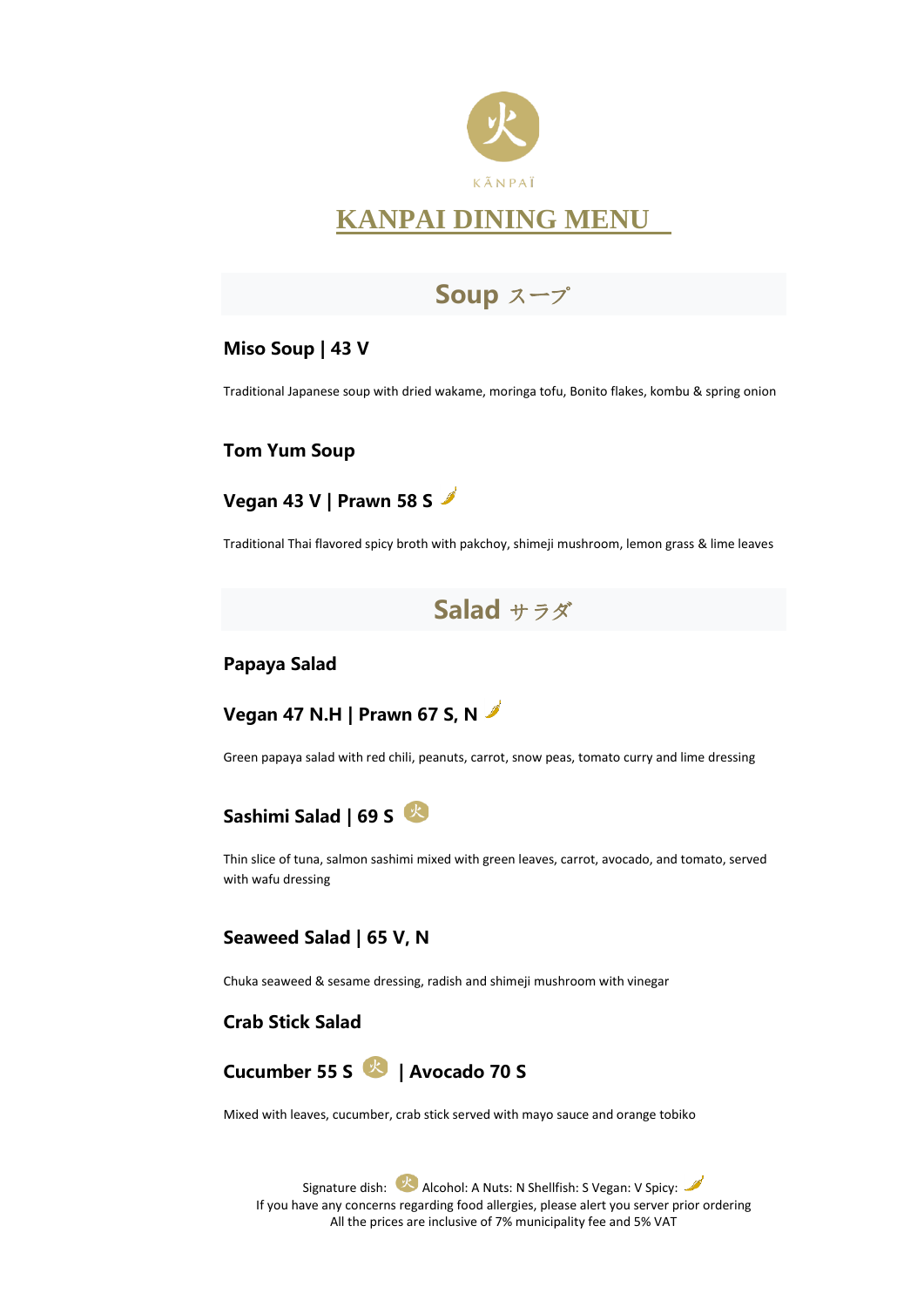火

KĀNPAĪ

# KANPAI DINING MENU

## Soup スープ

### Miso Soup | 43 V

Traditional Japanese soup with dried wakame, moringa tofu, Bonito flakes, kombu & spring onion

### Tom Yum Soup

### Vegan 43 V | Prawn 58 S

Traditional Thai flavored spicy broth with pakchoy, shimeji mushroom, lemon grass & lime leaves

## Salad サラダ

### Papaya Salad

### Vegan 47 N.H | Prawn 67 S, N

Green papaya salad with red chili, peanuts, carrot, snow peas, tomato curry and lime dressing

### Sashimi Salad | 69 S 火

Thin slice of tuna, salmon sashimi mixed with green leaves, carrot, avocado, and tomato, served with wafu dressing

### Seaweed Salad | 65 V, N

Chuka seaweed & sesame dressing, radish and shimeji mushroom with vinegar

### Crab Stick Salad

### Cucumber 55 S 火 | Avocado 70 S

Mixed with leaves, cucumber, crab stick served with mayo sauce and orange tobiko

Signature dish: 火 Alcohol: A Nuts: N Shellfish: S Vegan: V Spicy:
If you have any concerns regarding food allergies, please alert you server prior ordering
All the prices are inclusive of 7% municipality fee and 5% VAT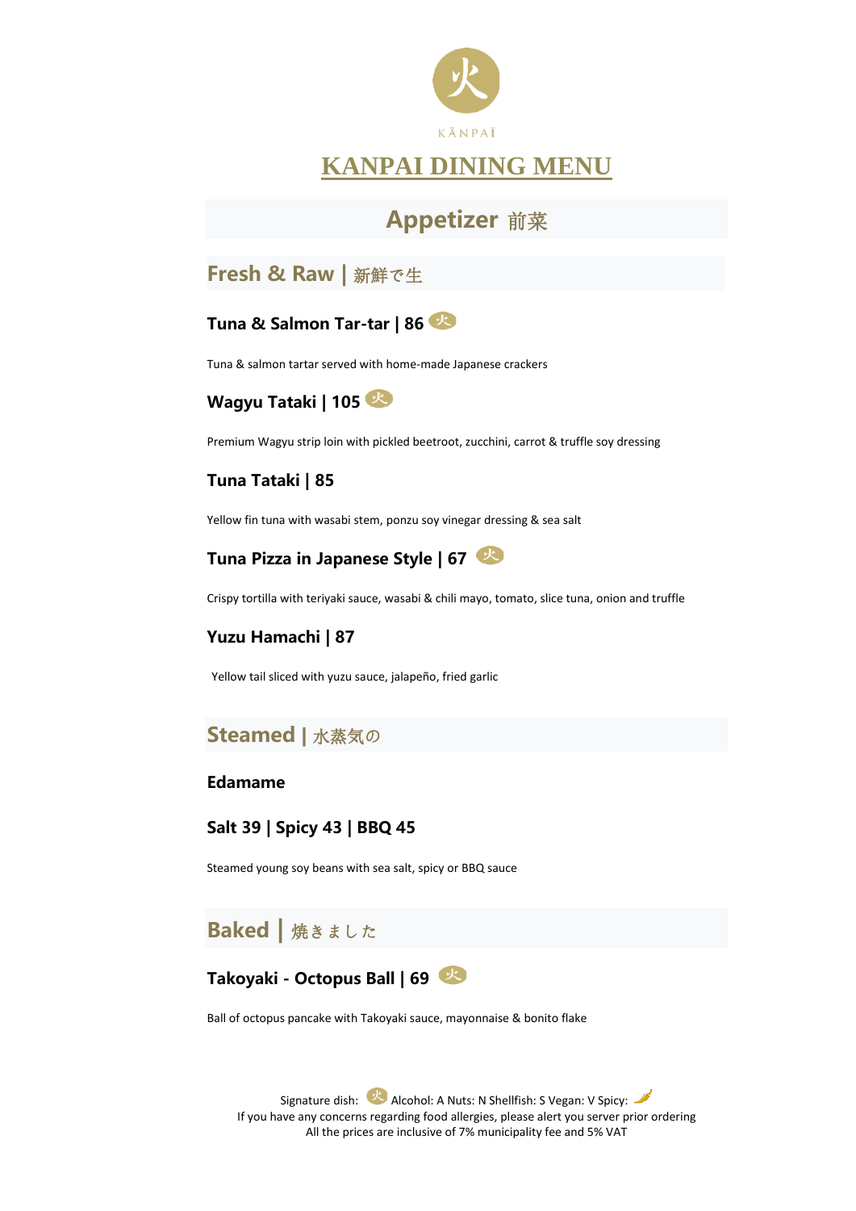火

KĀNPAÏ

# KANPAI DINING MENU

## Appetizer 前菜

### Fresh & Raw | 新鮮で生

**Tuna & Salmon Tar-tar | 86** 火

Tuna & salmon tartar served with home-made Japanese crackers

**Wagyu Tataki | 105** 火

Premium Wagyu strip loin with pickled beetroot, zucchini, carrot & truffle soy dressing

**Tuna Tataki | 85**

Yellow fin tuna with wasabi stem, ponzu soy vinegar dressing & sea salt

**Tuna Pizza in Japanese Style | 67** 火

Crispy tortilla with teriyaki sauce, wasabi & chili mayo, tomato, slice tuna, onion and truffle

**Yuzu Hamachi | 87**

Yellow tail sliced with yuzu sauce, jalapeño, fried garlic

### Steamed | 水蒸気の

**Edamame**

**Salt 39 | Spicy 43 | BBQ 45**

Steamed young soy beans with sea salt, spicy or BBQ sauce

### Baked | 焼きました

**Takoyaki - Octopus Ball | 69** 火

Ball of octopus pancake with Takoyaki sauce, mayonnaise & bonito flake

Signature dish: 火 Alcohol: A Nuts: N Shellfish: S Vegan: V Spicy:

If you have any concerns regarding food allergies, please alert you server prior ordering

All the prices are inclusive of 7% municipality fee and 5% VAT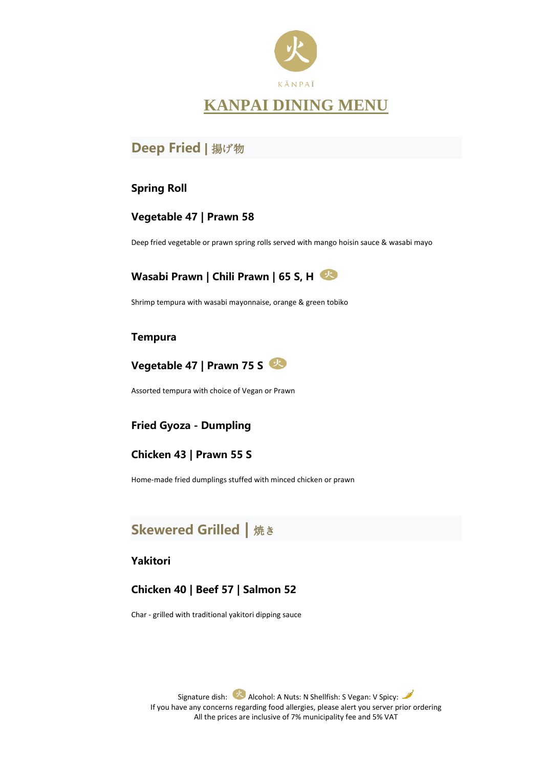KĀNPAĪ

# KANPAI DINING MENU

## Deep Fried | 揚げ物

### Spring Roll

### Vegetable 47 | Prawn 58

Deep fried vegetable or prawn spring rolls served with mango hoisin sauce & wasabi mayo

### Wasabi Prawn | Chili Prawn | 65 S, H 火

Shrimp tempura with wasabi mayonnaise, orange & green tobiko

### Tempura

### Vegetable 47 | Prawn 75 S 火

Assorted tempura with choice of Vegan or Prawn

### Fried Gyoza - Dumpling

### Chicken 43 | Prawn 55 S

Home-made fried dumplings stuffed with minced chicken or prawn

## Skewered Grilled | 焼き

### Yakitori

### Chicken 40 | Beef 57 | Salmon 52

Char - grilled with traditional yakitori dipping sauce

Signature dish: 火 Alcohol: A Nuts: N Shellfish: S Vegan: V Spicy:
If you have any concerns regarding food allergies, please alert you server prior ordering
All the prices are inclusive of 7% municipality fee and 5% VAT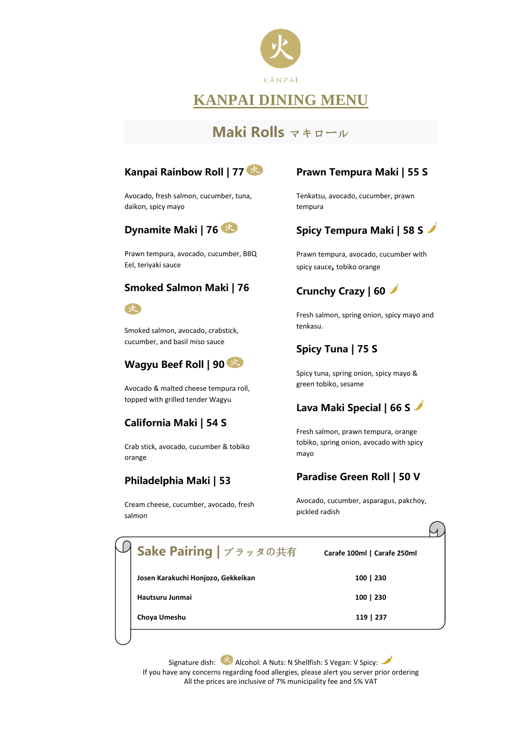火

KĀNPAÏ

# KANPAI DINING MENU

## Maki Rolls マキロール

### Kanpai Rainbow Roll | 77 火

Avocado, fresh salmon, cucumber, tuna, daikon, spicy mayo

### Dynamite Maki | 76 火

Prawn tempura, avocado, cucumber, BBQ Eel, teriyaki sauce

### Smoked Salmon Maki | 76

火

Smoked salmon, avocado, crabstick, cucumber, and basil miso sauce

### Wagyu Beef Roll | 90 火

Avocado & malted cheese tempura roll, topped with grilled tender Wagyu

### California Maki | 54 S

Crab stick, avocado, cucumber & tobiko orange

### Philadelphia Maki | 53

Cream cheese, cucumber, avocado, fresh salmon

### Prawn Tempura Maki | 55 S

Tenkatsu, avocado, cucumber, prawn tempura

### Spicy Tempura Maki | 58 S

Prawn tempura, avocado, cucumber with spicy sauce**,** tobiko orange

### Crunchy Crazy | 60

Fresh salmon, spring onion, spicy mayo and tenkasu.

### Spicy Tuna | 75 S

Spicy tuna, spring onion, spicy mayo & green tobiko, sesame

### Lava Maki Special | 66 S

Fresh salmon, prawn tempura, orange tobiko, spring onion, avocado with spicy mayo

### Paradise Green Roll | 50 V

Avocado, cucumber, asparagus, pakchoy, pickled radish

## Sake Pairing | プラッタの共有

| | Carafe 100ml \| Carafe 250ml |
|---|---|
| **Josen Karakuchi Honjozo, Gekkeikan** | **100 \| 230** |
| **Hautsuru Junmai** | **100 \| 230** |
| **Choya Umeshu** | **119 \| 237** |

Signature dish: 火 Alcohol: A Nuts: N Shellfish: S Vegan: V Spicy:

If you have any concerns regarding food allergies, please alert you server prior ordering

All the prices are inclusive of 7% municipality fee and 5% VAT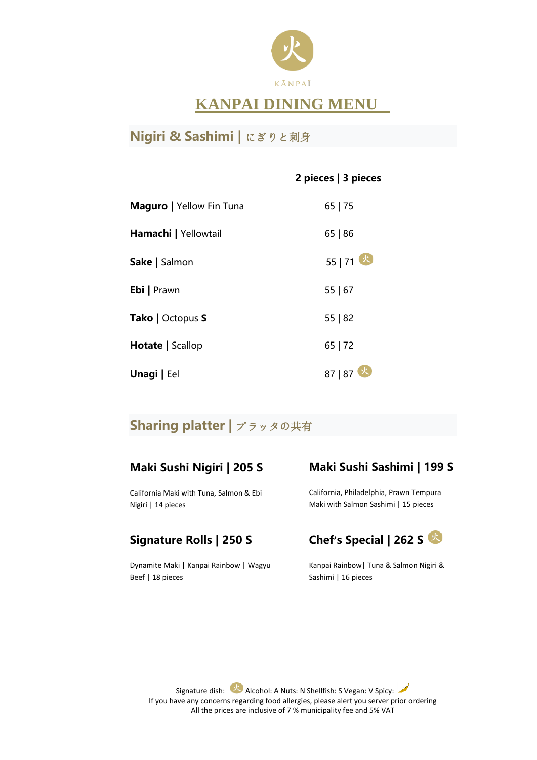KĀNPAÏ

# KANPAI DINING MENU

## Nigiri & Sashimi | にぎりと刺身

| | 2 pieces \| 3 pieces |
|---|---|
| **Maguro** \| Yellow Fin Tuna | 65 \| 75 |
| **Hamachi** \| Yellowtail | 65 \| 86 |
| **Sake** \| Salmon | 55 \| 71 火 |
| **Ebi** \| Prawn | 55 \| 67 |
| **Tako** \| Octopus **S** | 55 \| 82 |
| **Hotate** \| Scallop | 65 \| 72 |
| **Unagi** \| Eel | 87 \| 87 火 |

## Sharing platter | プラッタの共有

### Maki Sushi Nigiri | 205 S

California Maki with Tuna, Salmon & Ebi Nigiri | 14 pieces

### Maki Sushi Sashimi | 199 S

California, Philadelphia, Prawn Tempura Maki with Salmon Sashimi | 15 pieces

### Signature Rolls | 250 S

Dynamite Maki | Kanpai Rainbow | Wagyu Beef | 18 pieces

### Chef's Special | 262 S 火

Kanpai Rainbow| Tuna & Salmon Nigiri & Sashimi | 16 pieces

Signature dish: 火 Alcohol: A Nuts: N Shellfish: S Vegan: V Spicy:
If you have any concerns regarding food allergies, please alert you server prior ordering
All the prices are inclusive of 7 % municipality fee and 5% VAT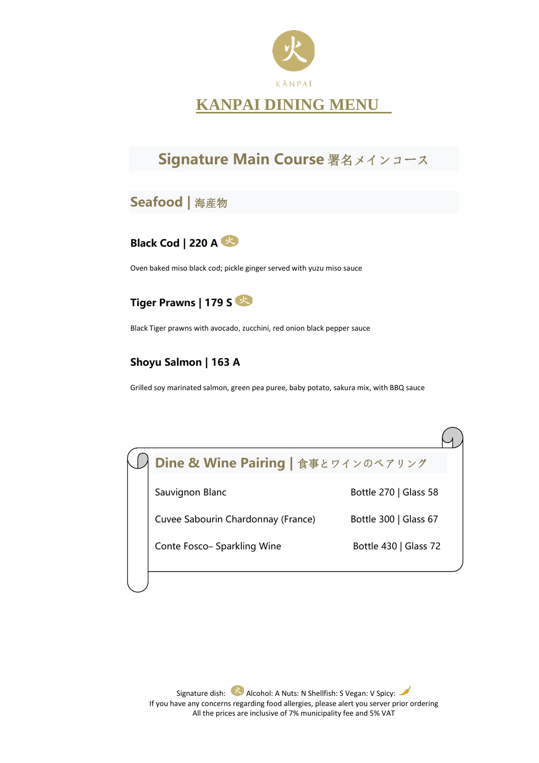# KANPAI DINING MENU

## Signature Main Course 署名メインコース

### Seafood | 海産物

**Black Cod | 220 A** 火

Oven baked miso black cod; pickle ginger served with yuzu miso sauce

**Tiger Prawns | 179 S** 火

Black Tiger prawns with avocado, zucchini, red onion black pepper sauce

**Shoyu Salmon | 163 A**

Grilled soy marinated salmon, green pea puree, baby potato, sakura mix, with BBQ sauce

### Dine & Wine Pairing | 食事とワインのペアリング

| Wine | Price |
| --- | --- |
| Sauvignon Blanc | Bottle 270 \| Glass 58 |
| Cuvee Sabourin Chardonnay (France) | Bottle 300 \| Glass 67 |
| Conte Fosco– Sparkling Wine | Bottle 430 \| Glass 72 |

Signature dish: 火 Alcohol: A Nuts: N Shellfish: S Vegan: V Spicy:
If you have any concerns regarding food allergies, please alert you server prior ordering
All the prices are inclusive of 7% municipality fee and 5% VAT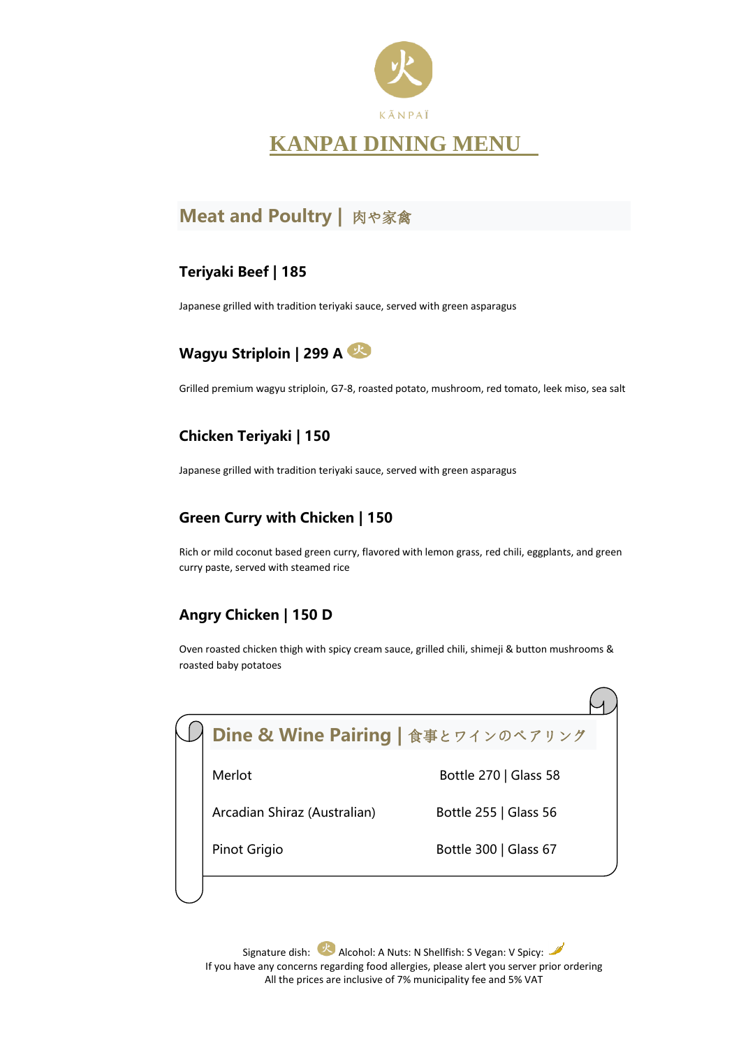KĀNPAÏ

# KANPAI DINING MENU

## Meat and Poultry | 肉や家禽

### Teriyaki Beef | 185

Japanese grilled with tradition teriyaki sauce, served with green asparagus

### Wagyu Striploin | 299 A 火

Grilled premium wagyu striploin, G7-8, roasted potato, mushroom, red tomato, leek miso, sea salt

### Chicken Teriyaki | 150

Japanese grilled with tradition teriyaki sauce, served with green asparagus

### Green Curry with Chicken | 150

Rich or mild coconut based green curry, flavored with lemon grass, red chili, eggplants, and green curry paste, served with steamed rice

### Angry Chicken | 150 D

Oven roasted chicken thigh with spicy cream sauce, grilled chili, shimeji & button mushrooms & roasted baby potatoes

## Dine & Wine Pairing | 食事とワインのペアリング

| | |
|---|---|
| Merlot | Bottle 270 \| Glass 58 |
| Arcadian Shiraz (Australian) | Bottle 255 \| Glass 56 |
| Pinot Grigio | Bottle 300 \| Glass 67 |

Signature dish: 火 Alcohol: A Nuts: N Shellfish: S Vegan: V Spicy:
If you have any concerns regarding food allergies, please alert you server prior ordering
All the prices are inclusive of 7% municipality fee and 5% VAT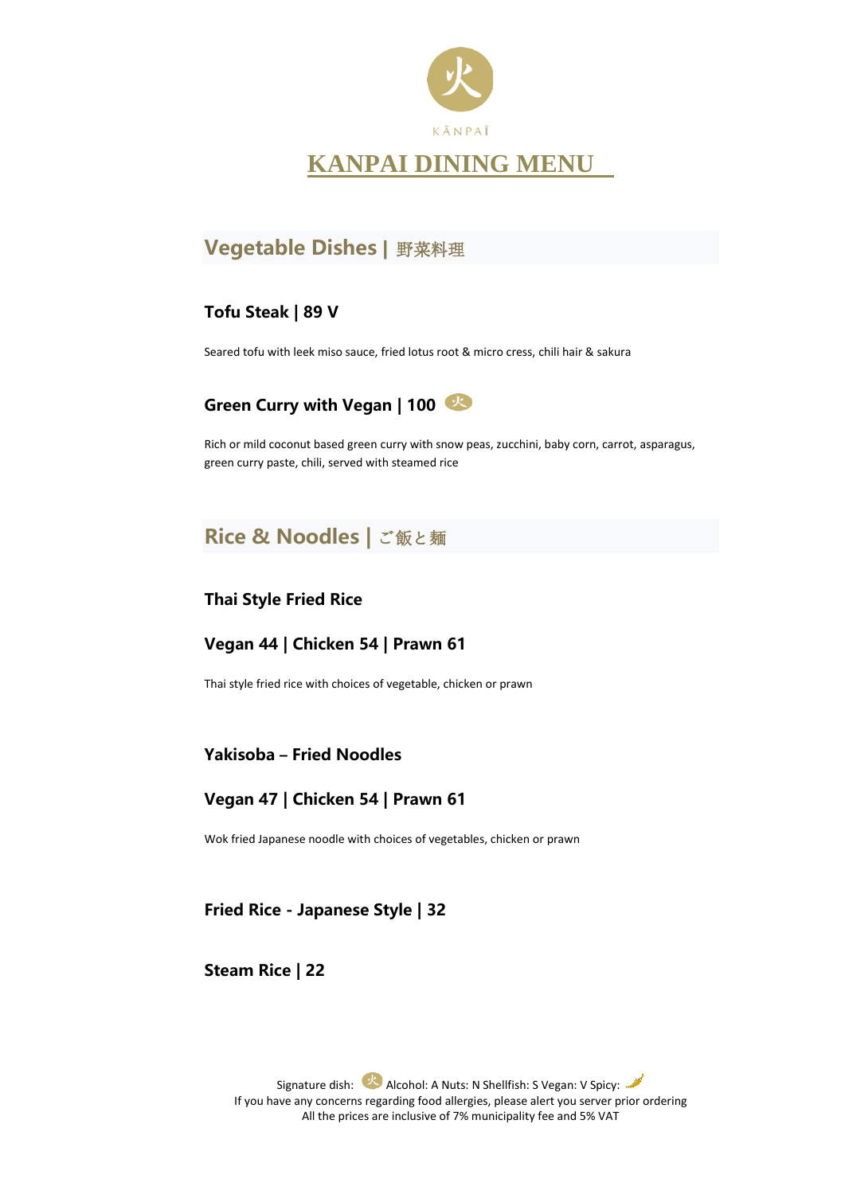KĀNPAĪ

# KANPAI DINING MENU

## Vegetable Dishes | 野菜料理

### Tofu Steak | 89 V

Seared tofu with leek miso sauce, fried lotus root & micro cress, chili hair & sakura

### Green Curry with Vegan | 100

Rich or mild coconut based green curry with snow peas, zucchini, baby corn, carrot, asparagus, green curry paste, chili, served with steamed rice

## Rice & Noodles | ご飯と麺

### Thai Style Fried Rice

### Vegan 44 | Chicken 54 | Prawn 61

Thai style fried rice with choices of vegetable, chicken or prawn

### Yakisoba – Fried Noodles

### Vegan 47 | Chicken 54 | Prawn 61

Wok fried Japanese noodle with choices of vegetables, chicken or prawn

### Fried Rice - Japanese Style | 32

### Steam Rice | 22

Signature dish: Alcohol: A Nuts: N Shellfish: S Vegan: V Spicy:
If you have any concerns regarding food allergies, please alert you server prior ordering
All the prices are inclusive of 7% municipality fee and 5% VAT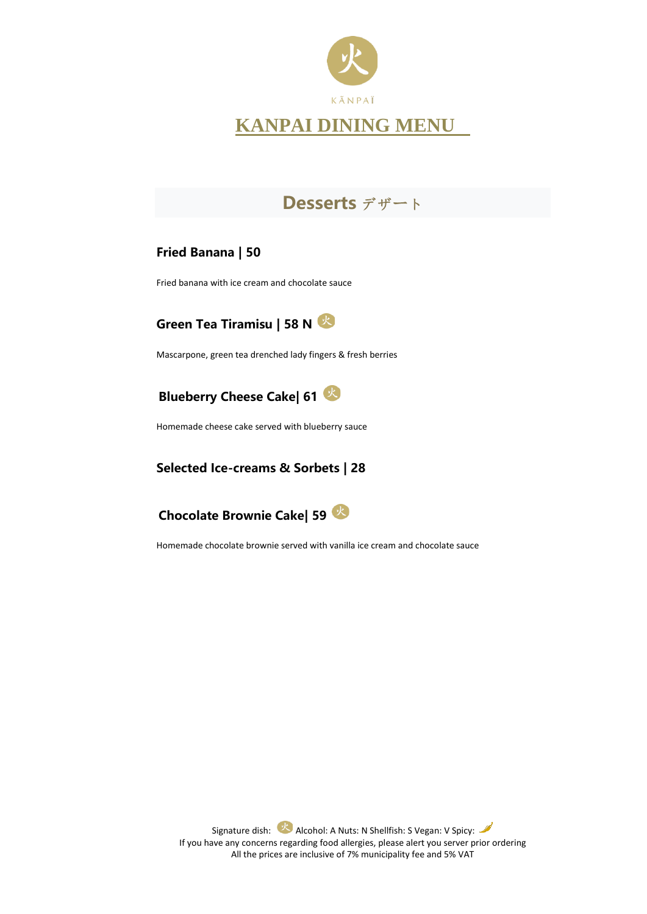KĀNPAÏ

# KANPAI DINING MENU

## Desserts デザート

### Fried Banana | 50

Fried banana with ice cream and chocolate sauce

### Green Tea Tiramisu | 58 N 火

Mascarpone, green tea drenched lady fingers & fresh berries

### Blueberry Cheese Cake| 61 火

Homemade cheese cake served with blueberry sauce

### Selected Ice-creams & Sorbets | 28

### Chocolate Brownie Cake| 59 火

Homemade chocolate brownie served with vanilla ice cream and chocolate sauce

Signature dish: 火 Alcohol: A Nuts: N Shellfish: S Vegan: V Spicy:

If you have any concerns regarding food allergies, please alert you server prior ordering

All the prices are inclusive of 7% municipality fee and 5% VAT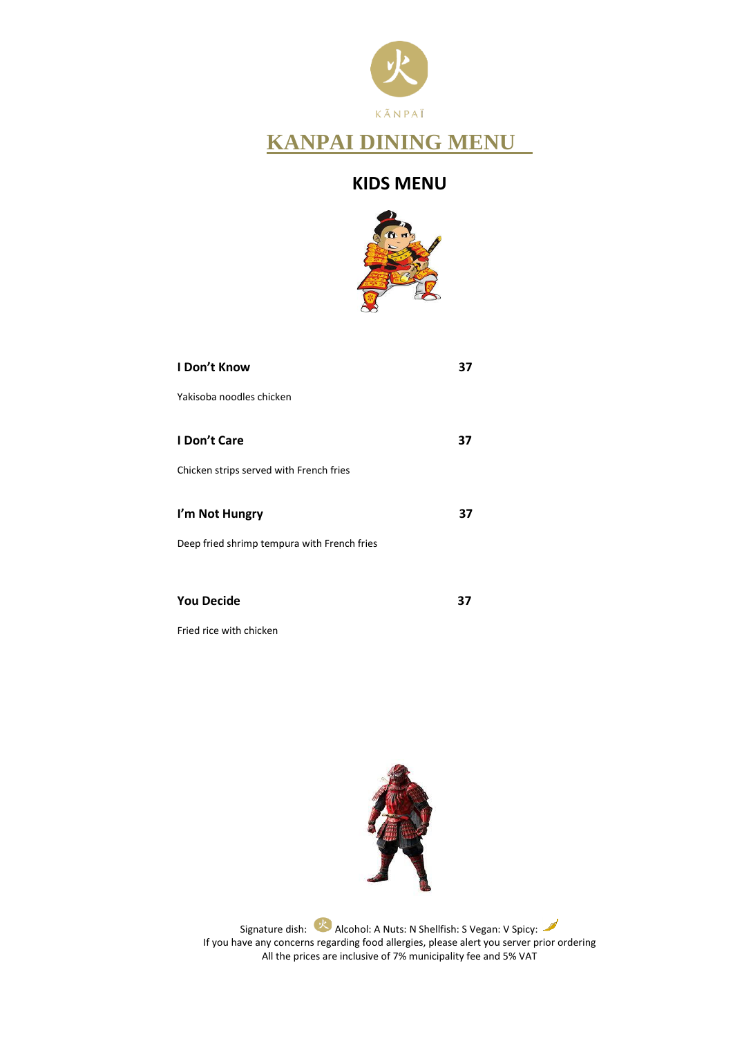KĀNPAÏ

# KANPAI DINING MENU

## KIDS MENU

**I Don't Know** **37**

Yakisoba noodles chicken

**I Don't Care** **37**

Chicken strips served with French fries

**I'm Not Hungry** **37**

Deep fried shrimp tempura with French fries

**You Decide** **37**

Fried rice with chicken

Signature dish: 火 Alcohol: A Nuts: N Shellfish: S Vegan: V Spicy:

If you have any concerns regarding food allergies, please alert you server prior ordering

All the prices are inclusive of 7% municipality fee and 5% VAT